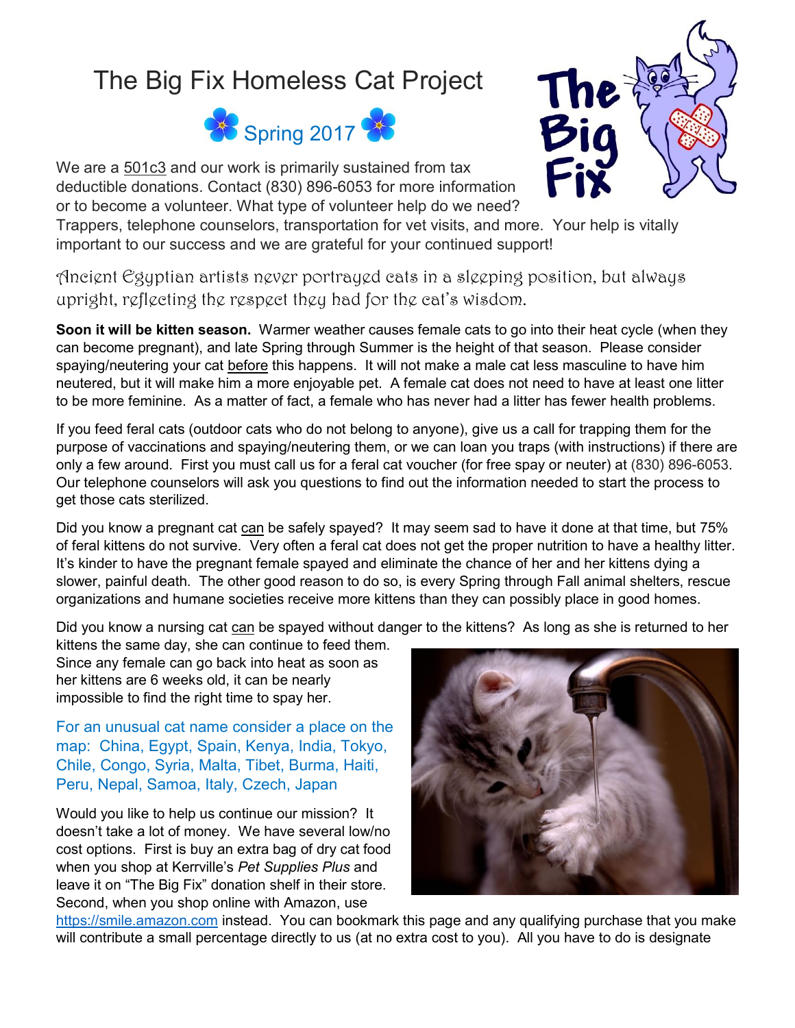# The Big Fix Homeless Cat Project

## Spring 2017

We are a 501c3 and our work is primarily sustained from tax deductible donations. Contact (830) 896-6053 for more information or to become a volunteer. What type of volunteer help do we need? Trappers, telephone counselors, transportation for vet visits, and more. Your help is vitally important to our success and we are grateful for your continued support!

*Ancient Egyptian artists never portrayed cats in a sleeping position, but always upright, reflecting the respect they had for the cat's wisdom.*

**Soon it will be kitten season.** Warmer weather causes female cats to go into their heat cycle (when they can become pregnant), and late Spring through Summer is the height of that season. Please consider spaying/neutering your cat before this happens. It will not make a male cat less masculine to have him neutered, but it will make him a more enjoyable pet. A female cat does not need to have at least one litter to be more feminine. As a matter of fact, a female who has never had a litter has fewer health problems.

If you feed feral cats (outdoor cats who do not belong to anyone), give us a call for trapping them for the purpose of vaccinations and spaying/neutering them, or we can loan you traps (with instructions) if there are only a few around. First you must call us for a feral cat voucher (for free spay or neuter) at (830) 896-6053. Our telephone counselors will ask you questions to find out the information needed to start the process to get those cats sterilized.

Did you know a pregnant cat can be safely spayed? It may seem sad to have it done at that time, but 75% of feral kittens do not survive. Very often a feral cat does not get the proper nutrition to have a healthy litter. It's kinder to have the pregnant female spayed and eliminate the chance of her and her kittens dying a slower, painful death. The other good reason to do so, is every Spring through Fall animal shelters, rescue organizations and humane societies receive more kittens than they can possibly place in good homes.

Did you know a nursing cat can be spayed without danger to the kittens? As long as she is returned to her kittens the same day, she can continue to feed them. Since any female can go back into heat as soon as her kittens are 6 weeks old, it can be nearly impossible to find the right time to spay her.

For an unusual cat name consider a place on the map: China, Egypt, Spain, Kenya, India, Tokyo, Chile, Congo, Syria, Malta, Tibet, Burma, Haiti, Peru, Nepal, Samoa, Italy, Czech, Japan

Would you like to help us continue our mission? It doesn't take a lot of money. We have several low/no cost options. First is buy an extra bag of dry cat food when you shop at Kerrville's *Pet Supplies Plus* and leave it on "The Big Fix" donation shelf in their store. Second, when you shop online with Amazon, use https://smile.amazon.com instead. You can bookmark this page and any qualifying purchase that you make will contribute a small percentage directly to us (at no extra cost to you). All you have to do is designate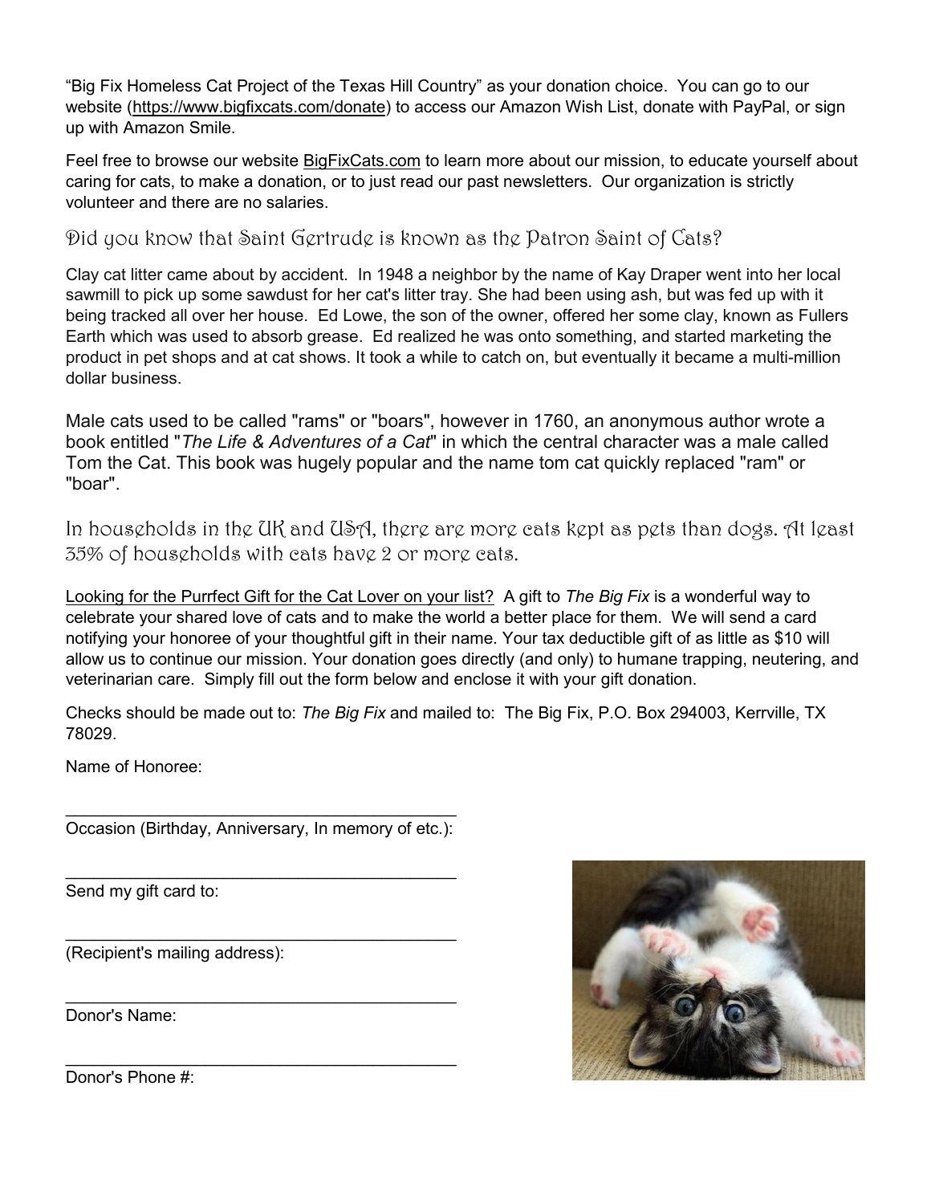"Big Fix Homeless Cat Project of the Texas Hill Country" as your donation choice. You can go to our website (https://www.bigfixcats.com/donate) to access our Amazon Wish List, donate with PayPal, or sign up with Amazon Smile.

Feel free to browse our website BigFixCats.com to learn more about our mission, to educate yourself about caring for cats, to make a donation, or to just read our past newsletters. Our organization is strictly volunteer and there are no salaries.

## Did you know that Saint Gertrude is known as the Patron Saint of Cats?

Clay cat litter came about by accident. In 1948 a neighbor by the name of Kay Draper went into her local sawmill to pick up some sawdust for her cat's litter tray. She had been using ash, but was fed up with it being tracked all over her house. Ed Lowe, the son of the owner, offered her some clay, known as Fullers Earth which was used to absorb grease. Ed realized he was onto something, and started marketing the product in pet shops and at cat shows. It took a while to catch on, but eventually it became a multi-million dollar business.

Male cats used to be called "rams" or "boars", however in 1760, an anonymous author wrote a book entitled "*The Life & Adventures of a Cat*" in which the central character was a male called Tom the Cat. This book was hugely popular and the name tom cat quickly replaced "ram" or "boar".

## In households in the UK and USA, there are more cats kept as pets than dogs. At least 35% of households with cats have 2 or more cats.

Looking for the Purrfect Gift for the Cat Lover on your list? A gift to *The Big Fix* is a wonderful way to celebrate your shared love of cats and to make the world a better place for them. We will send a card notifying your honoree of your thoughtful gift in their name. Your tax deductible gift of as little as $10 will allow us to continue our mission. Your donation goes directly (and only) to humane trapping, neutering, and veterinarian care. Simply fill out the form below and enclose it with your gift donation.

Checks should be made out to: *The Big Fix* and mailed to: The Big Fix, P.O. Box 294003, Kerrville, TX 78029.

Name of Honoree:

\_\_\_\_\_\_\_\_\_\_\_\_\_\_\_\_\_\_\_\_\_\_\_\_\_\_\_\_\_\_\_\_\_\_\_\_\_\_\_\_\_\_

Occasion (Birthday, Anniversary, In memory of etc.):

\_\_\_\_\_\_\_\_\_\_\_\_\_\_\_\_\_\_\_\_\_\_\_\_\_\_\_\_\_\_\_\_\_\_\_\_\_\_\_\_\_\_

Send my gift card to:

\_\_\_\_\_\_\_\_\_\_\_\_\_\_\_\_\_\_\_\_\_\_\_\_\_\_\_\_\_\_\_\_\_\_\_\_\_\_\_\_\_\_

(Recipient's mailing address):

\_\_\_\_\_\_\_\_\_\_\_\_\_\_\_\_\_\_\_\_\_\_\_\_\_\_\_\_\_\_\_\_\_\_\_\_\_\_\_\_\_\_

Donor's Name:

\_\_\_\_\_\_\_\_\_\_\_\_\_\_\_\_\_\_\_\_\_\_\_\_\_\_\_\_\_\_\_\_\_\_\_\_\_\_\_\_\_\_

Donor's Phone #: